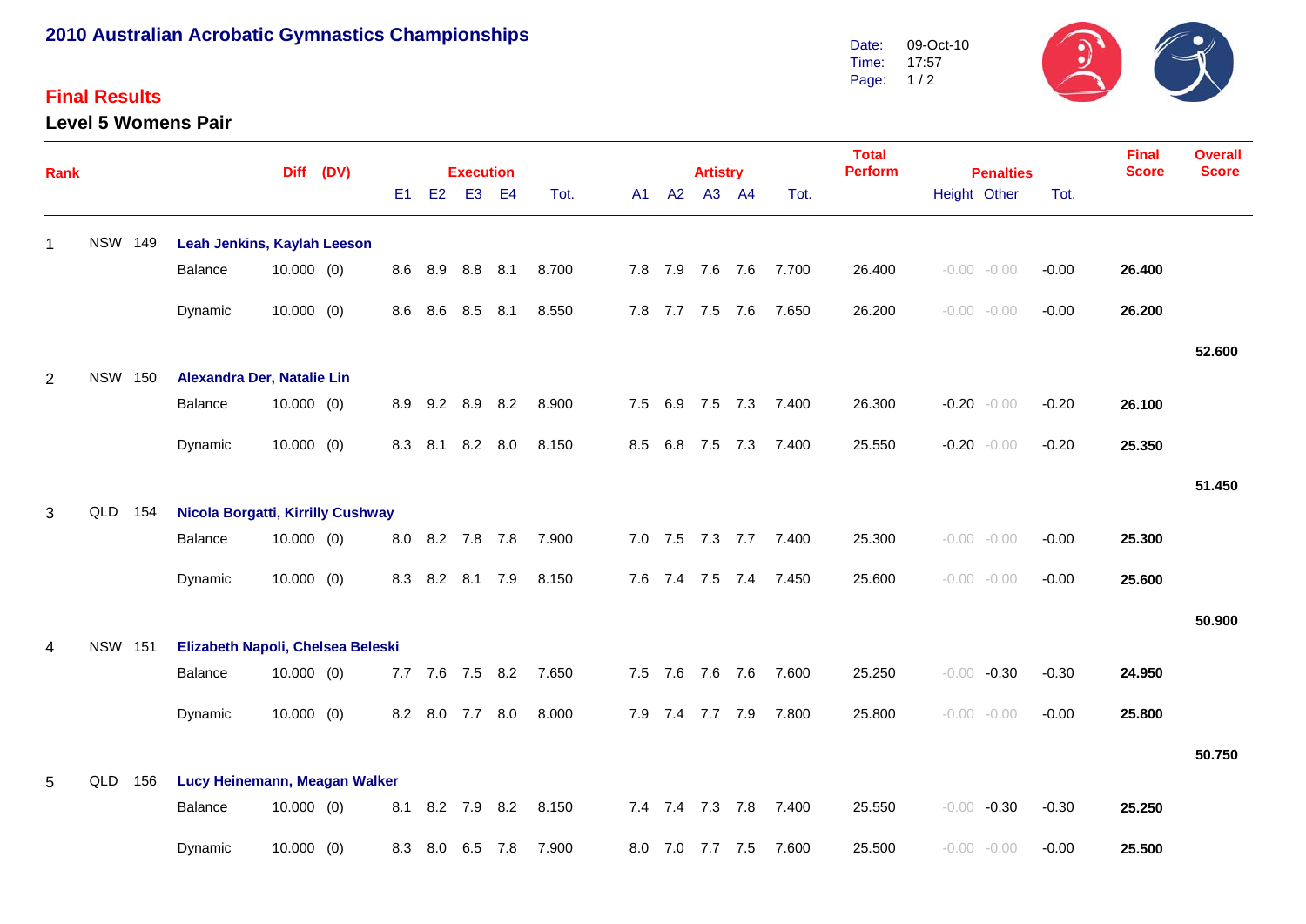# 2010 Australian Acrobatic Gymnastics Championships

Date: 09-Oct-10
Time: 17:57

## Final Results

### Level 5 Womens Pair

| Rank | | | | Diff | (DV) | E1 | E2 | E3 | E4 | Execution Tot. | A1 | A2 | A3 | A4 | Artistry Tot. | Total Perform | Penalties Height | Penalties Other | Penalties Tot. | Final Score | Overall Score |
|---|---|---|---|---|---|---|---|---|---|---|---|---|---|---|---|---|---|---|---|---|---|
| 1 | NSW | 149 | **Leah Jenkins, Kaylah Leeson** | | | | | | | | | | | | | | | | | | |
| | | | Balance | 10.000 | (0) | 8.6 | 8.9 | 8.8 | 8.1 | 8.700 | 7.8 | 7.9 | 7.6 | 7.6 | 7.700 | 26.400 | -0.00 | -0.00 | -0.00 | **26.400** | |
| | | | Dynamic | 10.000 | (0) | 8.6 | 8.6 | 8.5 | 8.1 | 8.550 | 7.8 | 7.7 | 7.5 | 7.6 | 7.650 | 26.200 | -0.00 | -0.00 | -0.00 | **26.200** | |
| | | | | | | | | | | | | | | | | | | | | | **52.600** |
| 2 | NSW | 150 | **Alexandra Der, Natalie Lin** | | | | | | | | | | | | | | | | | | |
| | | | Balance | 10.000 | (0) | 8.9 | 9.2 | 8.9 | 8.2 | 8.900 | 7.5 | 6.9 | 7.5 | 7.3 | 7.400 | 26.300 | -0.20 | -0.00 | -0.20 | **26.100** | |
| | | | Dynamic | 10.000 | (0) | 8.3 | 8.1 | 8.2 | 8.0 | 8.150 | 8.5 | 6.8 | 7.5 | 7.3 | 7.400 | 25.550 | -0.20 | -0.00 | -0.20 | **25.350** | |
| | | | | | | | | | | | | | | | | | | | | | **51.450** |
| 3 | QLD | 154 | **Nicola Borgatti, Kirrilly Cushway** | | | | | | | | | | | | | | | | | | |
| | | | Balance | 10.000 | (0) | 8.0 | 8.2 | 7.8 | 7.8 | 7.900 | 7.0 | 7.5 | 7.3 | 7.7 | 7.400 | 25.300 | -0.00 | -0.00 | -0.00 | **25.300** | |
| | | | Dynamic | 10.000 | (0) | 8.3 | 8.2 | 8.1 | 7.9 | 8.150 | 7.6 | 7.4 | 7.5 | 7.4 | 7.450 | 25.600 | -0.00 | -0.00 | -0.00 | **25.600** | |
| | | | | | | | | | | | | | | | | | | | | | **50.900** |
| 4 | NSW | 151 | **Elizabeth Napoli, Chelsea Beleski** | | | | | | | | | | | | | | | | | | |
| | | | Balance | 10.000 | (0) | 7.7 | 7.6 | 7.5 | 8.2 | 7.650 | 7.5 | 7.6 | 7.6 | 7.6 | 7.600 | 25.250 | -0.00 | -0.30 | -0.30 | **24.950** | |
| | | | Dynamic | 10.000 | (0) | 8.2 | 8.0 | 7.7 | 8.0 | 8.000 | 7.9 | 7.4 | 7.7 | 7.9 | 7.800 | 25.800 | -0.00 | -0.00 | -0.00 | **25.800** | |
| | | | | | | | | | | | | | | | | | | | | | **50.750** |
| 5 | QLD | 156 | **Lucy Heinemann, Meagan Walker** | | | | | | | | | | | | | | | | | | |
| | | | Balance | 10.000 | (0) | 8.1 | 8.2 | 7.9 | 8.2 | 8.150 | 7.4 | 7.4 | 7.3 | 7.8 | 7.400 | 25.550 | -0.00 | -0.30 | -0.30 | **25.250** | |
| | | | Dynamic | 10.000 | (0) | 8.3 | 8.0 | 6.5 | 7.8 | 7.900 | 8.0 | 7.0 | 7.7 | 7.5 | 7.600 | 25.500 | -0.00 | -0.00 | -0.00 | **25.500** | |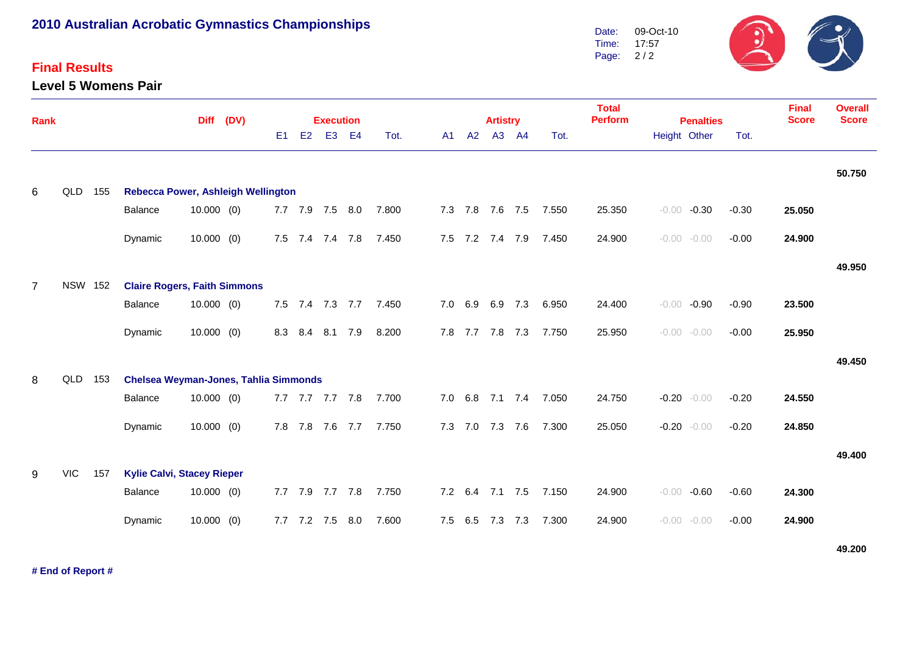# 2010 Australian Acrobatic Gymnastics Championships

## Final Results

### Level 5 Womens Pair

| Rank | | | | Diff | (DV) | Execution E1 | E2 | E3 | E4 | Tot. | Artistry A1 | A2 | A3 | A4 | Tot. | Total Perform | Penalties Height | Other | Tot. | Final Score | Overall Score |
|---|---|---|---|---|---|---|---|---|---|---|---|---|---|---|---|---|---|---|---|---|---|
| | | | | | | | | | | | | | | | | | | | | | **50.750** |
| 6 | QLD | 155 | **Rebecca Power, Ashleigh Wellington** | | | | | | | | | | | | | | | | | | |
| | | | Balance | 10.000 | (0) | 7.7 | 7.9 | 7.5 | 8.0 | 7.800 | 7.3 | 7.8 | 7.6 | 7.5 | 7.550 | 25.350 | -0.00 | -0.30 | -0.30 | **25.050** | |
| | | | Dynamic | 10.000 | (0) | 7.5 | 7.4 | 7.4 | 7.8 | 7.450 | 7.5 | 7.2 | 7.4 | 7.9 | 7.450 | 24.900 | -0.00 | -0.00 | -0.00 | **24.900** | |
| | | | | | | | | | | | | | | | | | | | | | **49.950** |
| 7 | NSW | 152 | **Claire Rogers, Faith Simmons** | | | | | | | | | | | | | | | | | | |
| | | | Balance | 10.000 | (0) | 7.5 | 7.4 | 7.3 | 7.7 | 7.450 | 7.0 | 6.9 | 6.9 | 7.3 | 6.950 | 24.400 | -0.00 | -0.90 | -0.90 | **23.500** | |
| | | | Dynamic | 10.000 | (0) | 8.3 | 8.4 | 8.1 | 7.9 | 8.200 | 7.8 | 7.7 | 7.8 | 7.3 | 7.750 | 25.950 | -0.00 | -0.00 | -0.00 | **25.950** | |
| | | | | | | | | | | | | | | | | | | | | | **49.450** |
| 8 | QLD | 153 | **Chelsea Weyman-Jones, Tahlia Simmonds** | | | | | | | | | | | | | | | | | | |
| | | | Balance | 10.000 | (0) | 7.7 | 7.7 | 7.7 | 7.8 | 7.700 | 7.0 | 6.8 | 7.1 | 7.4 | 7.050 | 24.750 | -0.20 | -0.00 | -0.20 | **24.550** | |
| | | | Dynamic | 10.000 | (0) | 7.8 | 7.8 | 7.6 | 7.7 | 7.750 | 7.3 | 7.0 | 7.3 | 7.6 | 7.300 | 25.050 | -0.20 | -0.00 | -0.20 | **24.850** | |
| | | | | | | | | | | | | | | | | | | | | | **49.400** |
| 9 | VIC | 157 | **Kylie Calvi, Stacey Rieper** | | | | | | | | | | | | | | | | | | |
| | | | Balance | 10.000 | (0) | 7.7 | 7.9 | 7.7 | 7.8 | 7.750 | 7.2 | 6.4 | 7.1 | 7.5 | 7.150 | 24.900 | -0.00 | -0.60 | -0.60 | **24.300** | |
| | | | Dynamic | 10.000 | (0) | 7.7 | 7.2 | 7.5 | 8.0 | 7.600 | 7.5 | 6.5 | 7.3 | 7.3 | 7.300 | 24.900 | -0.00 | -0.00 | -0.00 | **24.900** | |
| | | | | | | | | | | | | | | | | | | | | | **49.200** |

**# End of Report #**